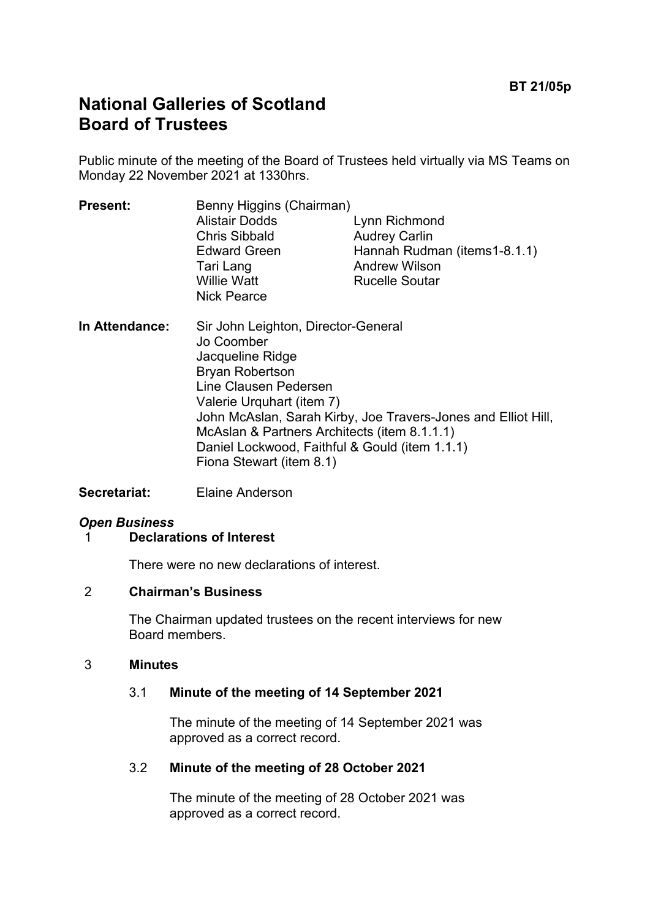BT 21/05p

# National Galleries of Scotland
# Board of Trustees

Public minute of the meeting of the Board of Trustees held virtually via MS Teams on Monday 22 November 2021 at 1330hrs.

**Present:** Benny Higgins (Chairman)
Alistair Dodds
Chris Sibbald
Edward Green
Tari Lang
Willie Watt
Nick Pearce
Lynn Richmond
Audrey Carlin
Hannah Rudman (items1-8.1.1)
Andrew Wilson
Rucelle Soutar

**In Attendance:** Sir John Leighton, Director-General
Jo Coomber
Jacqueline Ridge
Bryan Robertson
Line Clausen Pedersen
Valerie Urquhart (item 7)
John McAslan, Sarah Kirby, Joe Travers-Jones and Elliot Hill, McAslan & Partners Architects (item 8.1.1.1)
Daniel Lockwood, Faithful & Gould (item 1.1.1)
Fiona Stewart (item 8.1)

**Secretariat:** Elaine Anderson

***Open Business***

1 **Declarations of Interest**

There were no new declarations of interest.

2 **Chairman's Business**

The Chairman updated trustees on the recent interviews for new Board members.

3 **Minutes**

3.1 **Minute of the meeting of 14 September 2021**

The minute of the meeting of 14 September 2021 was approved as a correct record.

3.2 **Minute of the meeting of 28 October 2021**

The minute of the meeting of 28 October 2021 was approved as a correct record.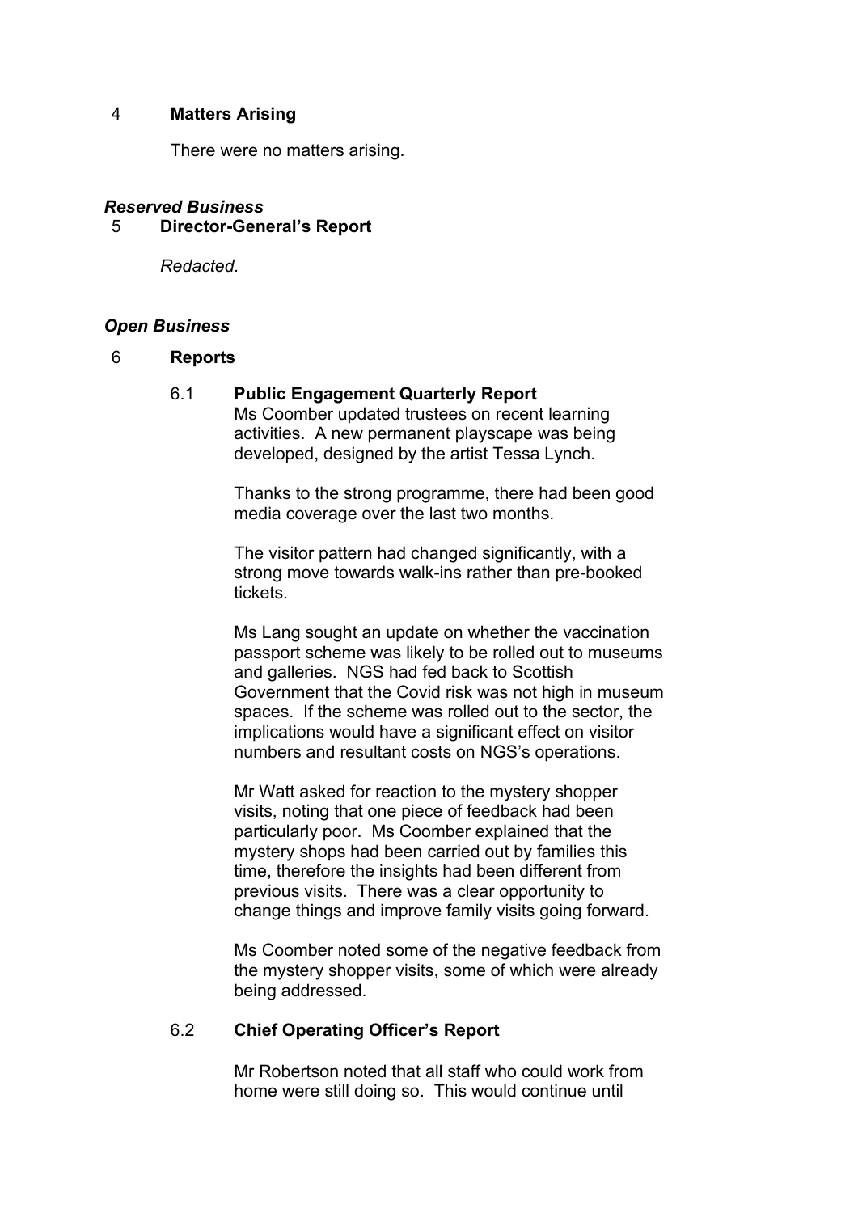## 4 Matters Arising

There were no matters arising.

***Reserved Business***

## 5 Director-General's Report

*Redacted.*

***Open Business***

## 6 Reports

### 6.1 Public Engagement Quarterly Report

Ms Coomber updated trustees on recent learning activities. A new permanent playscape was being developed, designed by the artist Tessa Lynch.

Thanks to the strong programme, there had been good media coverage over the last two months.

The visitor pattern had changed significantly, with a strong move towards walk-ins rather than pre-booked tickets.

Ms Lang sought an update on whether the vaccination passport scheme was likely to be rolled out to museums and galleries. NGS had fed back to Scottish Government that the Covid risk was not high in museum spaces. If the scheme was rolled out to the sector, the implications would have a significant effect on visitor numbers and resultant costs on NGS's operations.

Mr Watt asked for reaction to the mystery shopper visits, noting that one piece of feedback had been particularly poor. Ms Coomber explained that the mystery shops had been carried out by families this time, therefore the insights had been different from previous visits. There was a clear opportunity to change things and improve family visits going forward.

Ms Coomber noted some of the negative feedback from the mystery shopper visits, some of which were already being addressed.

### 6.2 Chief Operating Officer's Report

Mr Robertson noted that all staff who could work from home were still doing so. This would continue until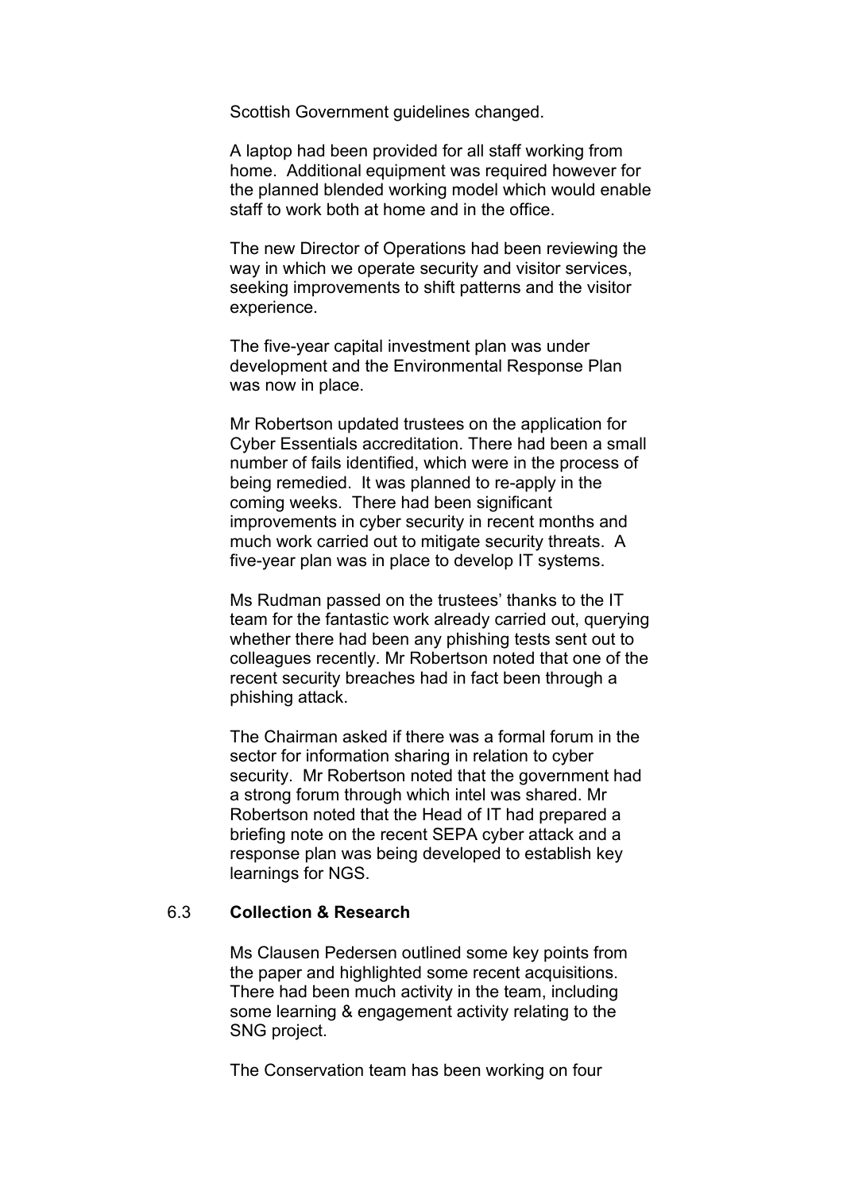Scottish Government guidelines changed.

A laptop had been provided for all staff working from home. Additional equipment was required however for the planned blended working model which would enable staff to work both at home and in the office.

The new Director of Operations had been reviewing the way in which we operate security and visitor services, seeking improvements to shift patterns and the visitor experience.

The five-year capital investment plan was under development and the Environmental Response Plan was now in place.

Mr Robertson updated trustees on the application for Cyber Essentials accreditation. There had been a small number of fails identified, which were in the process of being remedied. It was planned to re-apply in the coming weeks. There had been significant improvements in cyber security in recent months and much work carried out to mitigate security threats. A five-year plan was in place to develop IT systems.

Ms Rudman passed on the trustees' thanks to the IT team for the fantastic work already carried out, querying whether there had been any phishing tests sent out to colleagues recently. Mr Robertson noted that one of the recent security breaches had in fact been through a phishing attack.

The Chairman asked if there was a formal forum in the sector for information sharing in relation to cyber security. Mr Robertson noted that the government had a strong forum through which intel was shared. Mr Robertson noted that the Head of IT had prepared a briefing note on the recent SEPA cyber attack and a response plan was being developed to establish key learnings for NGS.

6.3 **Collection & Research**

Ms Clausen Pedersen outlined some key points from the paper and highlighted some recent acquisitions. There had been much activity in the team, including some learning & engagement activity relating to the SNG project.

The Conservation team has been working on four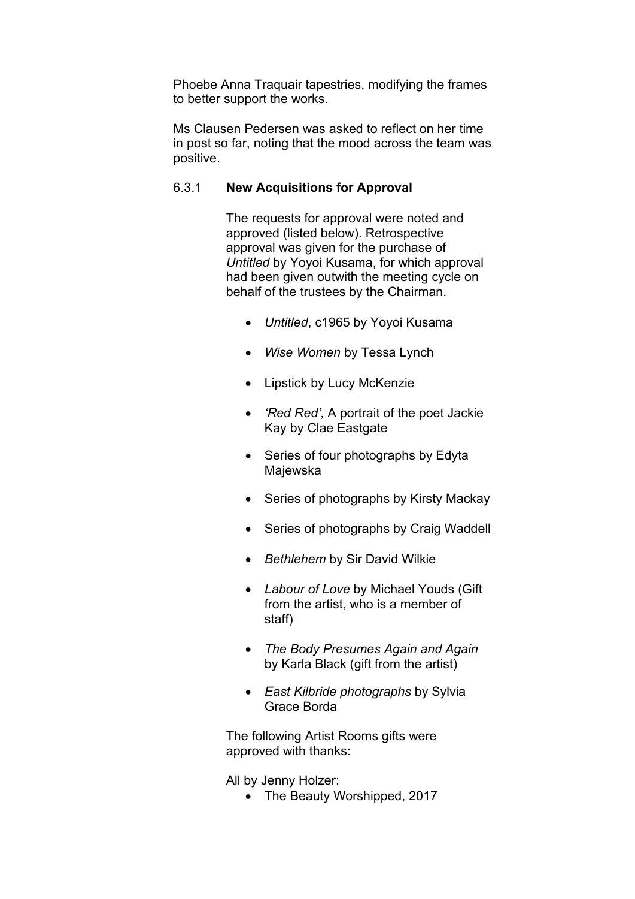Phoebe Anna Traquair tapestries, modifying the frames to better support the works.

Ms Clausen Pedersen was asked to reflect on her time in post so far, noting that the mood across the team was positive.

### 6.3.1 New Acquisitions for Approval

The requests for approval were noted and approved (listed below). Retrospective approval was given for the purchase of *Untitled* by Yoyoi Kusama, for which approval had been given outwith the meeting cycle on behalf of the trustees by the Chairman.

- *Untitled*, c1965 by Yoyoi Kusama
- *Wise Women* by Tessa Lynch
- Lipstick by Lucy McKenzie
- *'Red Red',* A portrait of the poet Jackie Kay by Clae Eastgate
- Series of four photographs by Edyta Majewska
- Series of photographs by Kirsty Mackay
- Series of photographs by Craig Waddell
- *Bethlehem* by Sir David Wilkie
- *Labour of Love* by Michael Youds (Gift from the artist, who is a member of staff)
- *The Body Presumes Again and Again* by Karla Black (gift from the artist)
- *East Kilbride photographs* by Sylvia Grace Borda

The following Artist Rooms gifts were approved with thanks:

All by Jenny Holzer:

- The Beauty Worshipped, 2017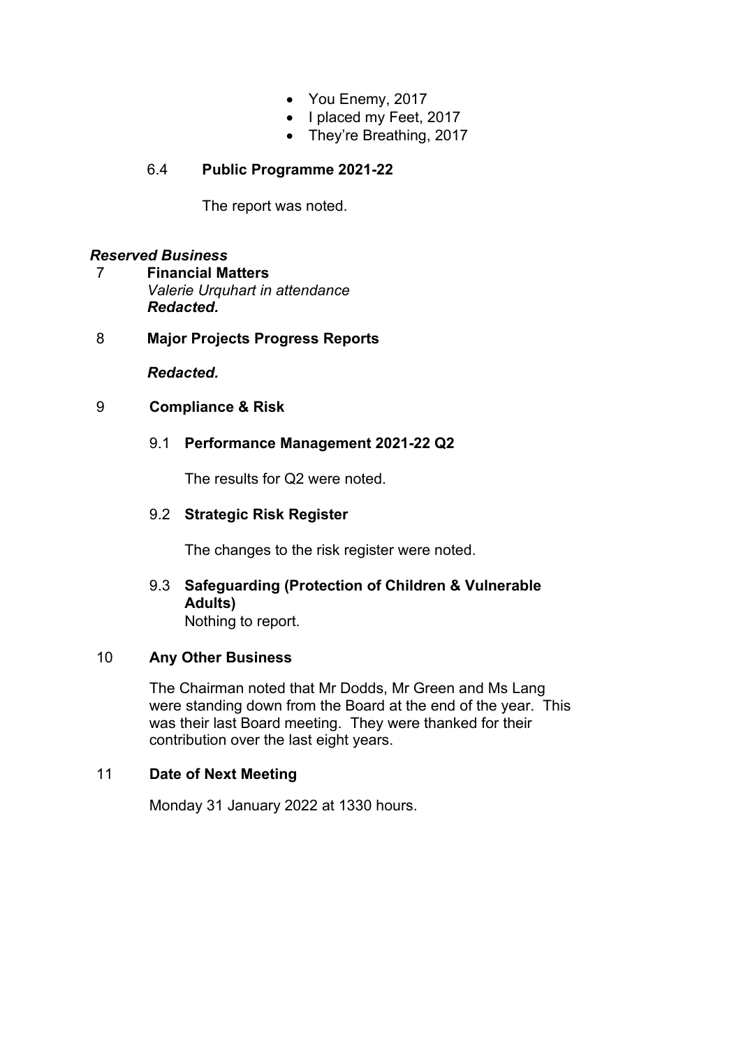- You Enemy, 2017
- I placed my Feet, 2017
- They're Breathing, 2017

6.4 **Public Programme 2021-22**

The report was noted.

***Reserved Business***

7 **Financial Matters**

*Valerie Urquhart in attendance*

***Redacted.***

8 **Major Projects Progress Reports**

***Redacted.***

9 **Compliance & Risk**

9.1 **Performance Management 2021-22 Q2**

The results for Q2 were noted.

9.2 **Strategic Risk Register**

The changes to the risk register were noted.

9.3 **Safeguarding (Protection of Children & Vulnerable Adults)**

Nothing to report.

10 **Any Other Business**

The Chairman noted that Mr Dodds, Mr Green and Ms Lang were standing down from the Board at the end of the year. This was their last Board meeting. They were thanked for their contribution over the last eight years.

11 **Date of Next Meeting**

Monday 31 January 2022 at 1330 hours.